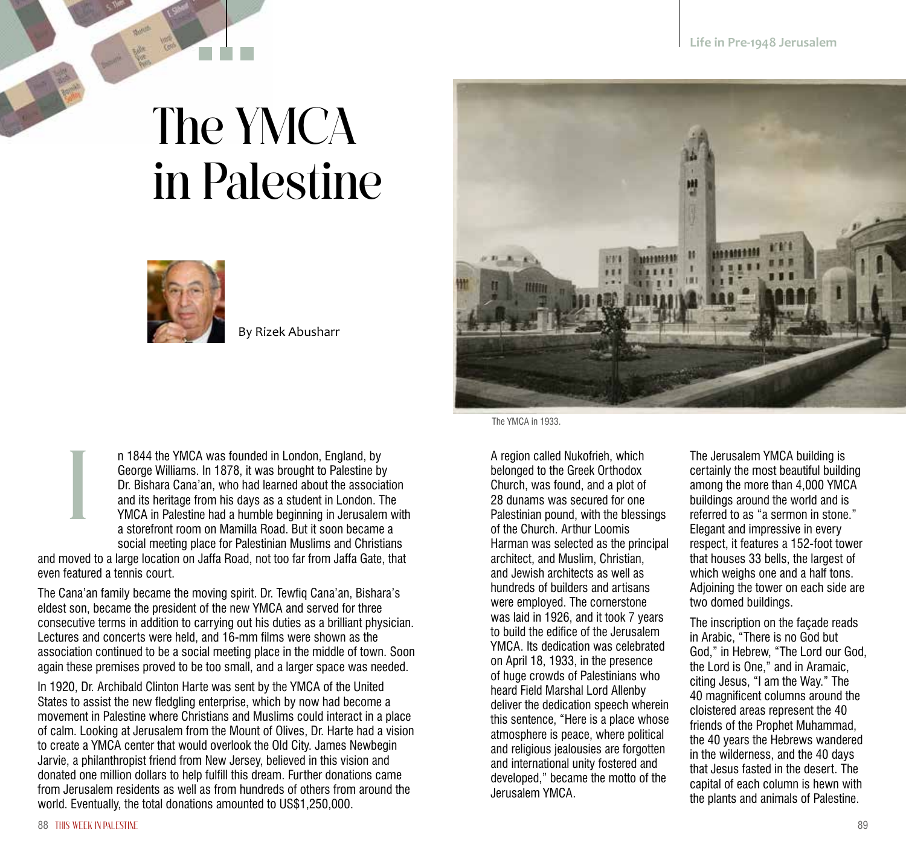# The YMCA in Palestine

By Rizek Abusharr

In 1844 the YMCA was founded in London, England, by George Williams. In 1878, it was brought to Palestine by Dr. Bishara Cana'an, who had learned about the association and its heritage from his days as a student in London. The YMCA in Palestine had a humble beginning in Jerusalem with a storefront room on Mamilla Road. But it soon became a social meeting place for Palestinian Muslims and Christians and moved to a large location on Jaffa Road, not too far from Jaffa Gate, that even featured a tennis court.

The Cana'an family became the moving spirit. Dr. Tewfiq Cana'an, Bishara's eldest son, became the president of the new YMCA and served for three consecutive terms in addition to carrying out his duties as a brilliant physician. Lectures and concerts were held, and 16-mm films were shown as the association continued to be a social meeting place in the middle of town. Soon again these premises proved to be too small, and a larger space was needed.

In 1920, Dr. Archibald Clinton Harte was sent by the YMCA of the United States to assist the new fledgling enterprise, which by now had become a movement in Palestine where Christians and Muslims could interact in a place of calm. Looking at Jerusalem from the Mount of Olives, Dr. Harte had a vision to create a YMCA center that would overlook the Old City. James Newbegin Jarvie, a philanthropist friend from New Jersey, believed in this vision and donated one million dollars to help fulfill this dream. Further donations came from Jerusalem residents as well as from hundreds of others from around the world. Eventually, the total donations amounted to US$1,250,000.

The YMCA in 1933.

A region called Nukofrieh, which belonged to the Greek Orthodox Church, was found, and a plot of 28 dunams was secured for one Palestinian pound, with the blessings of the Church. Arthur Loomis Harman was selected as the principal architect, and Muslim, Christian, and Jewish architects as well as hundreds of builders and artisans were employed. The cornerstone was laid in 1926, and it took 7 years to build the edifice of the Jerusalem YMCA. Its dedication was celebrated on April 18, 1933, in the presence of huge crowds of Palestinians who heard Field Marshal Lord Allenby deliver the dedication speech wherein this sentence, "Here is a place whose atmosphere is peace, where political and religious jealousies are forgotten and international unity fostered and developed," became the motto of the Jerusalem YMCA.

The Jerusalem YMCA building is certainly the most beautiful building among the more than 4,000 YMCA buildings around the world and is referred to as "a sermon in stone." Elegant and impressive in every respect, it features a 152-foot tower that houses 33 bells, the largest of which weighs one and a half tons. Adjoining the tower on each side are two domed buildings.

The inscription on the façade reads in Arabic, "There is no God but God," in Hebrew, "The Lord our God, the Lord is One," and in Aramaic, citing Jesus, "I am the Way." The 40 magnificent columns around the cloistered areas represent the 40 friends of the Prophet Muhammad, the 40 years the Hebrews wandered in the wilderness, and the 40 days that Jesus fasted in the desert. The capital of each column is hewn with the plants and animals of Palestine.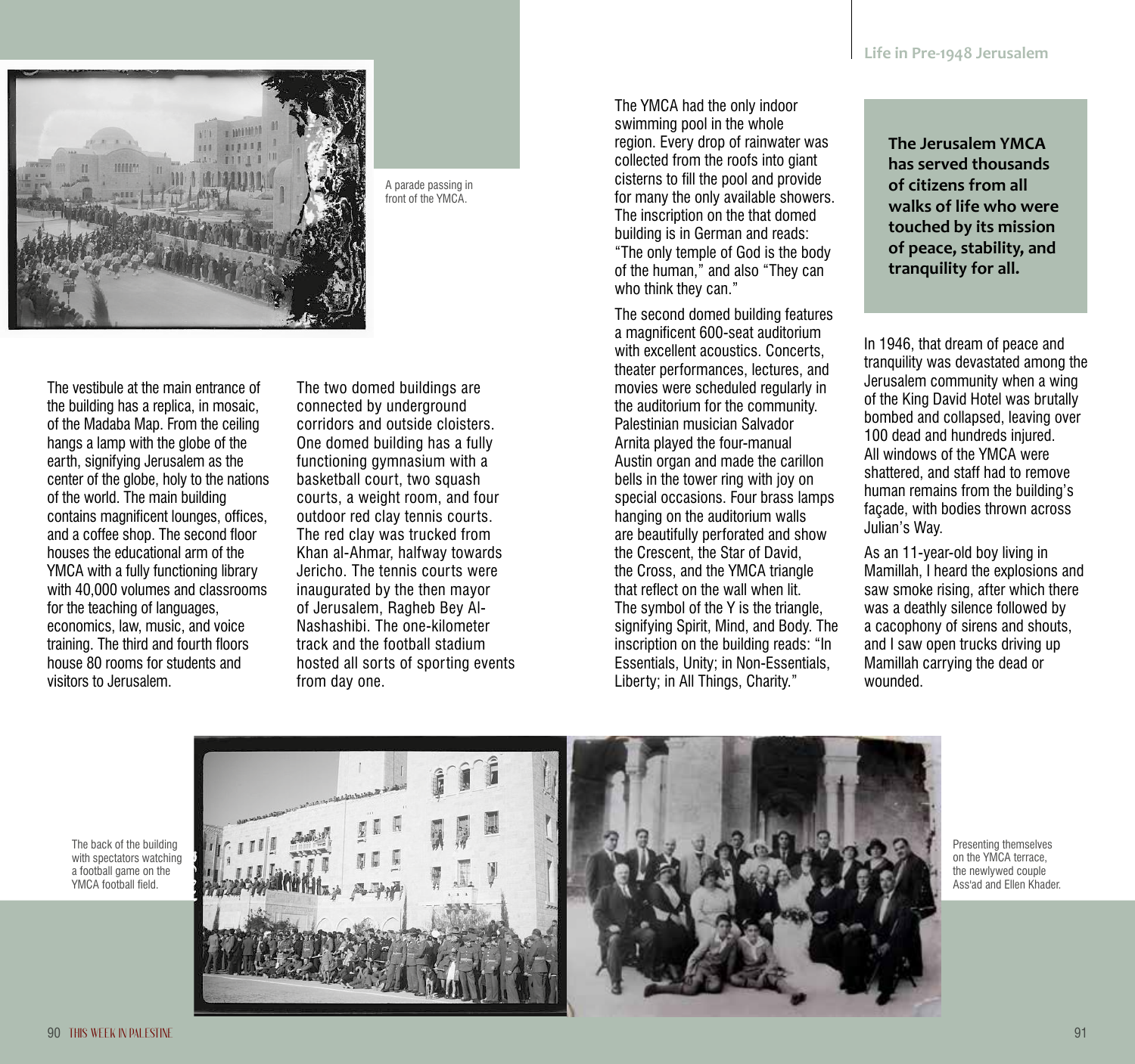A parade passing in front of the YMCA.

The vestibule at the main entrance of the building has a replica, in mosaic, of the Madaba Map. From the ceiling hangs a lamp with the globe of the earth, signifying Jerusalem as the center of the globe, holy to the nations of the world. The main building contains magnificent lounges, offices, and a coffee shop. The second floor houses the educational arm of the YMCA with a fully functioning library with 40,000 volumes and classrooms for the teaching of languages, economics, law, music, and voice training. The third and fourth floors house 80 rooms for students and visitors to Jerusalem.

The two domed buildings are connected by underground corridors and outside cloisters. One domed building has a fully functioning gymnasium with a basketball court, two squash courts, a weight room, and four outdoor red clay tennis courts. The red clay was trucked from Khan al-Ahmar, halfway towards Jericho. The tennis courts were inaugurated by the then mayor of Jerusalem, Ragheb Bey Al-Nashashibi. The one-kilometer track and the football stadium hosted all sorts of sporting events from day one.

The YMCA had the only indoor swimming pool in the whole region. Every drop of rainwater was collected from the roofs into giant cisterns to fill the pool and provide for many the only available showers. The inscription on the that domed building is in German and reads: "The only temple of God is the body of the human," and also "They can who think they can."

The second domed building features a magnificent 600-seat auditorium with excellent acoustics. Concerts, theater performances, lectures, and movies were scheduled regularly in the auditorium for the community. Palestinian musician Salvador Arnita played the four-manual Austin organ and made the carillon bells in the tower ring with joy on special occasions. Four brass lamps hanging on the auditorium walls are beautifully perforated and show the Crescent, the Star of David, the Cross, and the YMCA triangle that reflect on the wall when lit. The symbol of the Y is the triangle, signifying Spirit, Mind, and Body. The inscription on the building reads: "In Essentials, Unity; in Non-Essentials, Liberty; in All Things, Charity."

**The Jerusalem YMCA has served thousands of citizens from all walks of life who were touched by its mission of peace, stability, and tranquility for all.**

In 1946, that dream of peace and tranquility was devastated among the Jerusalem community when a wing of the King David Hotel was brutally bombed and collapsed, leaving over 100 dead and hundreds injured. All windows of the YMCA were shattered, and staff had to remove human remains from the building's façade, with bodies thrown across Julian's Way.

As an 11-year-old boy living in Mamillah, I heard the explosions and saw smoke rising, after which there was a deathly silence followed by a cacophony of sirens and shouts, and I saw open trucks driving up Mamillah carrying the dead or wounded.

The back of the building with spectators watching a football game on the YMCA football field.

Presenting themselves on the YMCA terrace, the newlywed couple Ass'ad and Ellen Khader.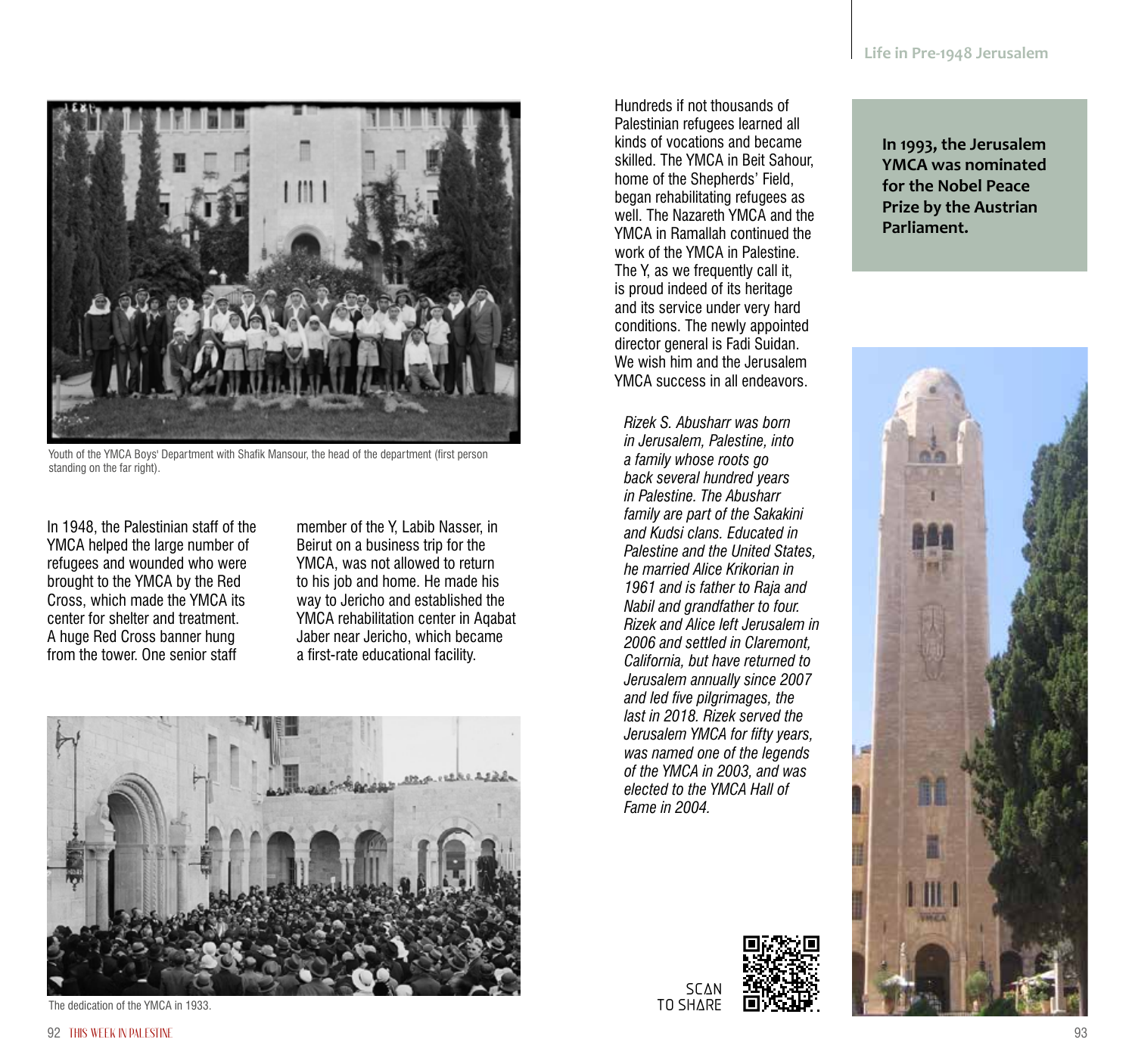Youth of the YMCA Boys' Department with Shafik Mansour, the head of the department (first person standing on the far right).

In 1948, the Palestinian staff of the YMCA helped the large number of refugees and wounded who were brought to the YMCA by the Red Cross, which made the YMCA its center for shelter and treatment. A huge Red Cross banner hung from the tower. One senior staff member of the Y, Labib Nasser, in Beirut on a business trip for the YMCA, was not allowed to return to his job and home. He made his way to Jericho and established the YMCA rehabilitation center in Aqabat Jaber near Jericho, which became a first-rate educational facility.

The dedication of the YMCA in 1933.

Hundreds if not thousands of Palestinian refugees learned all kinds of vocations and became skilled. The YMCA in Beit Sahour, home of the Shepherds' Field, began rehabilitating refugees as well. The Nazareth YMCA and the YMCA in Ramallah continued the work of the YMCA in Palestine. The Y, as we frequently call it, is proud indeed of its heritage and its service under very hard conditions. The newly appointed director general is Fadi Suidan. We wish him and the Jerusalem YMCA success in all endeavors.

*Rizek S. Abusharr was born in Jerusalem, Palestine, into a family whose roots go back several hundred years in Palestine. The Abusharr family are part of the Sakakini and Kudsi clans. Educated in Palestine and the United States, he married Alice Krikorian in 1961 and is father to Raja and Nabil and grandfather to four. Rizek and Alice left Jerusalem in 2006 and settled in Claremont, California, but have returned to Jerusalem annually since 2007 and led five pilgrimages, the last in 2018. Rizek served the Jerusalem YMCA for fifty years, was named one of the legends of the YMCA in 2003, and was elected to the YMCA Hall of Fame in 2004.*

SCAN TO SHARE

**In 1993, the Jerusalem YMCA was nominated for the Nobel Peace Prize by the Austrian Parliament.**